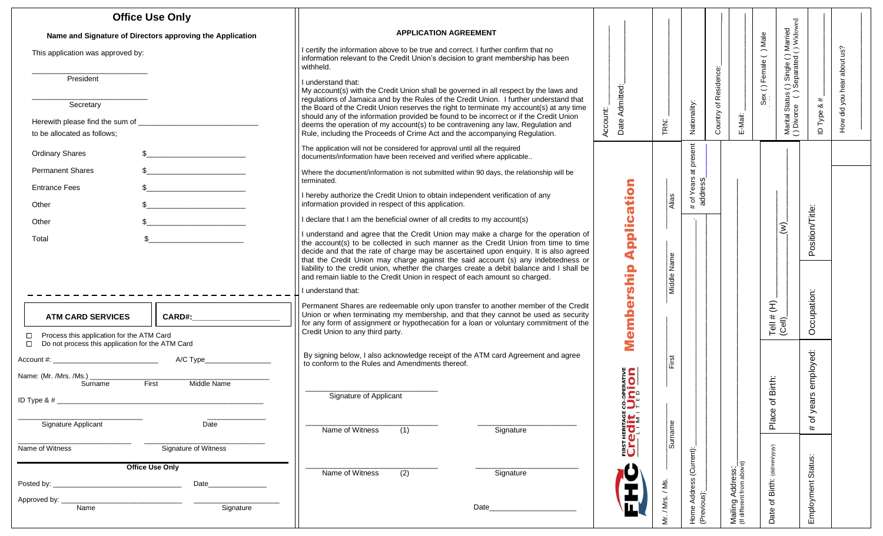## Office Use Only

**Name and Signature of Directors approving the Application**

This application was approved by:

\_\_\_\_\_\_\_\_\_\_\_\_\_\_\_\_\_\_\_\_\_\_\_\_\_\_
President

\_\_\_\_\_\_\_\_\_\_\_\_\_\_\_\_\_\_\_\_\_\_\_\_\_\_
Secretary

Herewith please find the sum of \_\_\_\_\_\_\_\_\_\_\_\_\_\_\_\_\_\_\_\_\_\_\_\_\_\_\_\_\_\_
to be allocated as follows;

| | |
|---|---|
| Ordinary Shares | $\_\_\_\_\_\_\_\_\_\_\_\_\_\_\_\_\_\_\_\_\_\_\_\_ |
| Permanent Shares | $\_\_\_\_\_\_\_\_\_\_\_\_\_\_\_\_\_\_\_\_\_\_\_\_ |
| Entrance Fees | $\_\_\_\_\_\_\_\_\_\_\_\_\_\_\_\_\_\_\_\_\_\_\_\_ |
| Other | $\_\_\_\_\_\_\_\_\_\_\_\_\_\_\_\_\_\_\_\_\_\_\_\_ |
| Other | $\_\_\_\_\_\_\_\_\_\_\_\_\_\_\_\_\_\_\_\_\_\_\_\_ |
| Total | $\_\_\_\_\_\_\_\_\_\_\_\_\_\_\_\_\_\_\_\_\_\_\_\_ |

---

**ATM CARD SERVICES** | **CARD#:**\_\_\_\_\_\_\_\_\_\_\_\_\_\_\_\_\_\_\_\_

☐ Process this application for the ATM Card
☐ Do not process this application for the ATM Card

Account #: \_\_\_\_\_\_\_\_\_\_\_\_\_\_\_\_\_\_\_\_\_\_\_\_\_\_ A/C Type\_\_\_\_\_\_\_\_\_\_\_\_\_\_\_\_\_

Name: (Mr. /Mrs. /Ms.) \_\_\_\_\_\_\_\_\_\_\_\_\_\_\_\_\_\_\_\_\_\_\_\_\_\_\_\_\_\_\_\_\_\_\_\_\_\_\_\_\_\_\_\_\_\_\_\_\_\_
Surname First Middle Name

ID Type & # \_\_\_\_\_\_\_\_\_\_\_\_\_\_\_\_\_\_\_\_\_\_\_\_\_\_\_\_\_\_\_\_\_\_\_\_\_\_\_\_\_\_\_\_\_\_\_\_\_\_\_\_

\_\_\_\_\_\_\_\_\_\_\_\_\_\_\_\_\_\_\_\_\_\_\_\_\_\_\_\_\_\_ \_\_\_\_\_\_\_\_\_\_\_\_\_\_\_
Signature Applicant Date

\_\_\_\_\_\_\_\_\_\_\_\_\_\_\_\_\_\_\_\_\_\_\_\_\_\_\_\_ \_\_\_\_\_\_\_\_\_\_\_\_\_\_\_\_\_\_\_\_\_\_\_\_\_\_\_\_\_\_
Name of Witness Signature of Witness

### Office Use Only

Posted by: \_\_\_\_\_\_\_\_\_\_\_\_\_\_\_\_\_\_\_\_\_\_\_\_\_\_\_\_\_\_\_\_\_\_ Date\_\_\_\_\_\_\_\_\_\_\_\_\_\_\_

Approved by: \_\_\_\_\_\_\_\_\_\_\_\_\_\_\_\_\_\_\_\_\_\_\_\_\_\_\_\_\_\_\_\_ \_\_\_\_\_\_\_\_\_\_\_\_\_\_\_\_\_\_\_\_\_\_
Name Signature

## APPLICATION AGREEMENT

I certify the information above to be true and correct. I further confirm that no information relevant to the Credit Union's decision to grant membership has been withheld.

I understand that:
My account(s) with the Credit Union shall be governed in all respect by the laws and regulations of Jamaica and by the Rules of the Credit Union. I further understand that the Board of the Credit Union reserves the right to terminate my account(s) at any time should any of the information provided be found to be incorrect or if the Credit Union deems the operation of my account(s) to be contravening any law, Regulation and Rule, including the Proceeds of Crime Act and the accompanying Regulation.

The application will not be considered for approval until all the required documents/information have been received and verified where applicable..

Where the document/information is not submitted within 90 days, the relationship will be terminated.

I hereby authorize the Credit Union to obtain independent verification of any information provided in respect of this application.

I declare that I am the beneficial owner of all credits to my account(s)

I understand and agree that the Credit Union may make a charge for the operation of the account(s) to be collected in such manner as the Credit Union from time to time decide and that the rate of charge may be ascertained upon enquiry. It is also agreed that the Credit Union may charge against the said account (s) any indebtedness or liability to the credit union, whether the charges create a debit balance and I shall be and remain liable to the Credit Union in respect of each amount so charged.

I understand that:

Permanent Shares are redeemable only upon transfer to another member of the Credit Union or when terminating my membership, and that they cannot be used as security for any form of assignment or hypothecation for a loan or voluntary commitment of the Credit Union to any third party.

By signing below, I also acknowledge receipt of the ATM card Agreement and agree to conform to the Rules and Amendments thereof.

\_\_\_\_\_\_\_\_\_\_\_\_\_\_\_\_\_\_\_\_\_\_\_\_\_\_\_\_\_\_
Signature of Applicant

\_\_\_\_\_\_\_\_\_\_\_\_\_\_\_\_\_\_\_\_\_\_\_\_\_\_\_\_\_\_ \_\_\_\_\_\_\_\_\_\_\_\_\_\_\_\_\_\_\_\_\_\_\_\_
Name of Witness (1) Signature

\_\_\_\_\_\_\_\_\_\_\_\_\_\_\_\_\_\_\_\_\_\_\_\_\_\_\_\_\_\_ \_\_\_\_\_\_\_\_\_\_\_\_\_\_\_\_\_\_\_\_\_\_\_\_
Name of Witness (2) Signature

Date\_\_\_\_\_\_\_\_\_\_\_\_\_\_\_\_\_\_\_\_\_

## FHC FIRST HERITAGE CO-OPERATIVE Credit Union LIMITED

# Membership Application

Account: \_\_\_\_\_\_\_\_\_\_
Date Admitted: \_\_\_\_\_\_\_\_\_\_

Mr. / Mrs. / Ms. \_\_\_\_\_\_\_\_\_\_ Surname \_\_\_\_\_\_\_\_\_\_ First \_\_\_\_\_\_\_\_\_\_ Middle Name \_\_\_\_\_\_\_\_\_\_ Alias \_\_\_\_\_\_\_\_\_\_

TRN: \_\_\_\_\_\_\_\_\_\_

Home Address (Current): \_\_\_\_\_\_\_\_\_\_ # of Years at present address \_\_\_\_\_\_\_\_\_\_
(Previous): \_\_\_\_\_\_\_\_\_\_

Nationality: \_\_\_\_\_\_\_\_\_\_

Country of Residence: \_\_\_\_\_\_\_\_\_\_

Mailing Address: (If different from above) \_\_\_\_\_\_\_\_\_\_

E-Mail: \_\_\_\_\_\_\_\_\_\_

Date of Birth: (dd/mm/yyyy) \_\_\_\_\_\_\_\_\_\_ Place of Birth: \_\_\_\_\_\_\_\_\_\_ Tell # (H) \_\_\_\_\_\_\_\_\_\_ (W) \_\_\_\_\_\_\_\_\_\_ (Cell) \_\_\_\_\_\_\_\_\_\_

Sex ( ) Female ( ) Male

Marital Status ( ) Single ( ) Married ( ) Divorce ( ) Separated ( ) Widowed

Employment Status: \_\_\_\_\_\_\_\_\_\_ # of years employed: \_\_\_\_\_\_\_\_\_\_ Occupation: \_\_\_\_\_\_\_\_\_\_ Position/Title: \_\_\_\_\_\_\_\_\_\_

ID Type & # \_\_\_\_\_\_\_\_\_\_

How did you hear about us? \_\_\_\_\_\_\_\_\_\_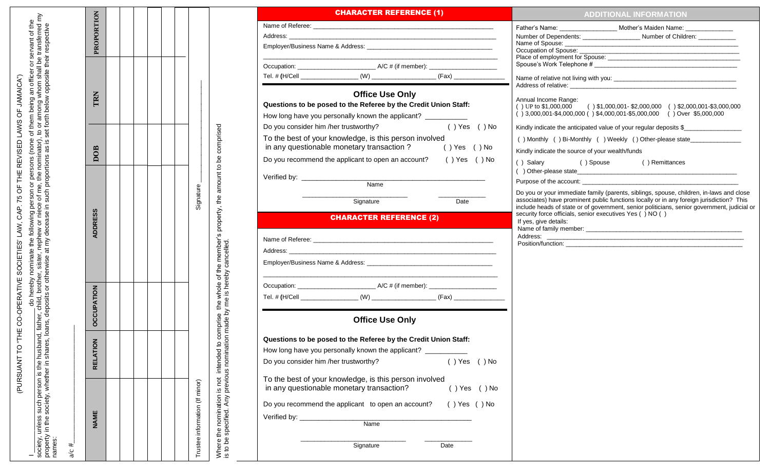(PURSUANT TO "THE CO-OPERATIVE SOCIETIES' LAW, CAP. 75 OF THE REVISED LAWS OF JAMAICA")

I _________________ do hereby nominate the following person or persons (none of them being an officer or servant of the society, unless such person is the husband, father, child, brother, sister, nephew or niece of me, the nominator), to or among whom shall be transferred my property in the society, whether in shares, loans, deposits or otherwise at my decease in such proportions as is set forth below opposite their respective names:

a/c #_________________

| NAME | RELATION | OCCUPATION | ADDRESS | DOB | TRN | PROPORTION |
|---|---|---|---|---|---|---|
| | | | | | | |
| | | | | | | |
| | | | | | | |
| | | | | | | |
| | | | | | | |
| | | | | | | |

Trustee information (If minor) _________________ Signature _________________

Where the nomination is not intended to comprise the whole of the member's property, the amount to be comprised is to be specified. Any previous nomination made by me is hereby cancelled.

## CHARACTER REFERENCE (1)

Name of Referee: _________________

Address: _________________

Employer/Business Name & Address: _________________

_________________

Occupation: _________________ A/C # (if member): _________________

Tel. # (H/Cell _________________ (W) _________________ (Fax) _________________

### Office Use Only

**Questions to be posed to the Referee by the Credit Union Staff:**

How long have you personally known the applicant? ___________

Do you consider him /her trustworthy? ( ) Yes ( ) No

To the best of your knowledge, is this person involved in any questionable monetary transaction ? ( ) Yes ( ) No

Do you recommend the applicant to open an account? ( ) Yes ( ) No

Verified by: _________________
Name

_________________ Signature _________________ Date

## CHARACTER REFERENCE (2)

Name of Referee: _________________

Address: _________________

Employer/Business Name & Address: _________________

_________________

Occupation: _________________ A/C # (if member): _________________

Tel. # (H/Cell _________________ (W) _________________ (Fax) _________________

### Office Use Only

**Questions to be posed to the Referee by the Credit Union Staff:**

How long have you personally known the applicant? ___________

Do you consider him /her trustworthy? ( ) Yes ( ) No

To the best of your knowledge, is this person involved in any questionable monetary transaction? ( ) Yes ( ) No

Do you recommend the applicant to open an account? ( ) Yes ( ) No

Verified by: _________________
Name

_________________ Signature _________________ Date

## ADDITIONAL INFORMATION

Father's Name: _________________ Mother's Maiden Name: _________________

Number of Dependents: _________________ Number of Children: ___________

Name of Spouse: _________________

Occupation of Spouse: _________________

Place of employment for Spouse: _________________

Spouse's Work Telephone # _________________

Name of relative not living with you: _________________

Address of relative: _________________

Annual Income Range:
( ) UP to $1,000,000 ( ) $1,000,001- $2,000,000 ( ) $2,000,001-$3,000,000
( ) 3,000,001-$4,000,000 ( ) $4,000,001-$5,000,000 ( ) Over $5,000,000

Kindly indicate the anticipated value of your regular deposits $_________________

( ) Monthly ( ) Bi-Monthly ( ) Weekly ( ) Other-please state_________________

Kindly indicate the source of your wealth/funds

( ) Salary ( ) Spouse ( ) Remittances

( ) Other-please state_________________

Purpose of the account: _________________

Do you or your immediate family (parents, siblings, spouse, children, in-laws and close associates) have prominent public functions locally or in any foreign jurisdiction? This include heads of state or of government, senior politicians, senior government, judicial or security force officials, senior executives Yes ( ) NO ( )

If yes, give details:

Name of family member: _________________

Address: _________________

Position/function: _________________